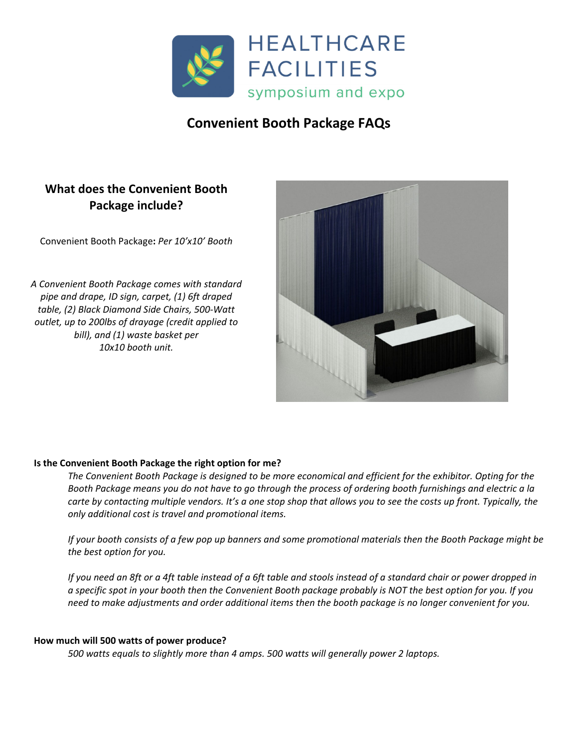# HEALTHCARE FACILITIES

symposium and expo

## Convenient Booth Package FAQs

### What does the Convenient Booth Package include?

Convenient Booth Package**:** *Per 10'x10' Booth*

*A Convenient Booth Package comes with standard pipe and drape, ID sign, carpet, (1) 6ft draped table, (2) Black Diamond Side Chairs, 500-Watt outlet, up to 200lbs of drayage (credit applied to bill), and (1) waste basket per 10x10 booth unit.*

**Is the Convenient Booth Package the right option for me?**

*The Convenient Booth Package is designed to be more economical and efficient for the exhibitor. Opting for the Booth Package means you do not have to go through the process of ordering booth furnishings and electric a la carte by contacting multiple vendors. It's a one stop shop that allows you to see the costs up front. Typically, the only additional cost is travel and promotional items.*

*If your booth consists of a few pop up banners and some promotional materials then the Booth Package might be the best option for you.*

*If you need an 8ft or a 4ft table instead of a 6ft table and stools instead of a standard chair or power dropped in a specific spot in your booth then the Convenient Booth package probably is NOT the best option for you. If you need to make adjustments and order additional items then the booth package is no longer convenient for you.*

**How much will 500 watts of power produce?**

*500 watts equals to slightly more than 4 amps. 500 watts will generally power 2 laptops.*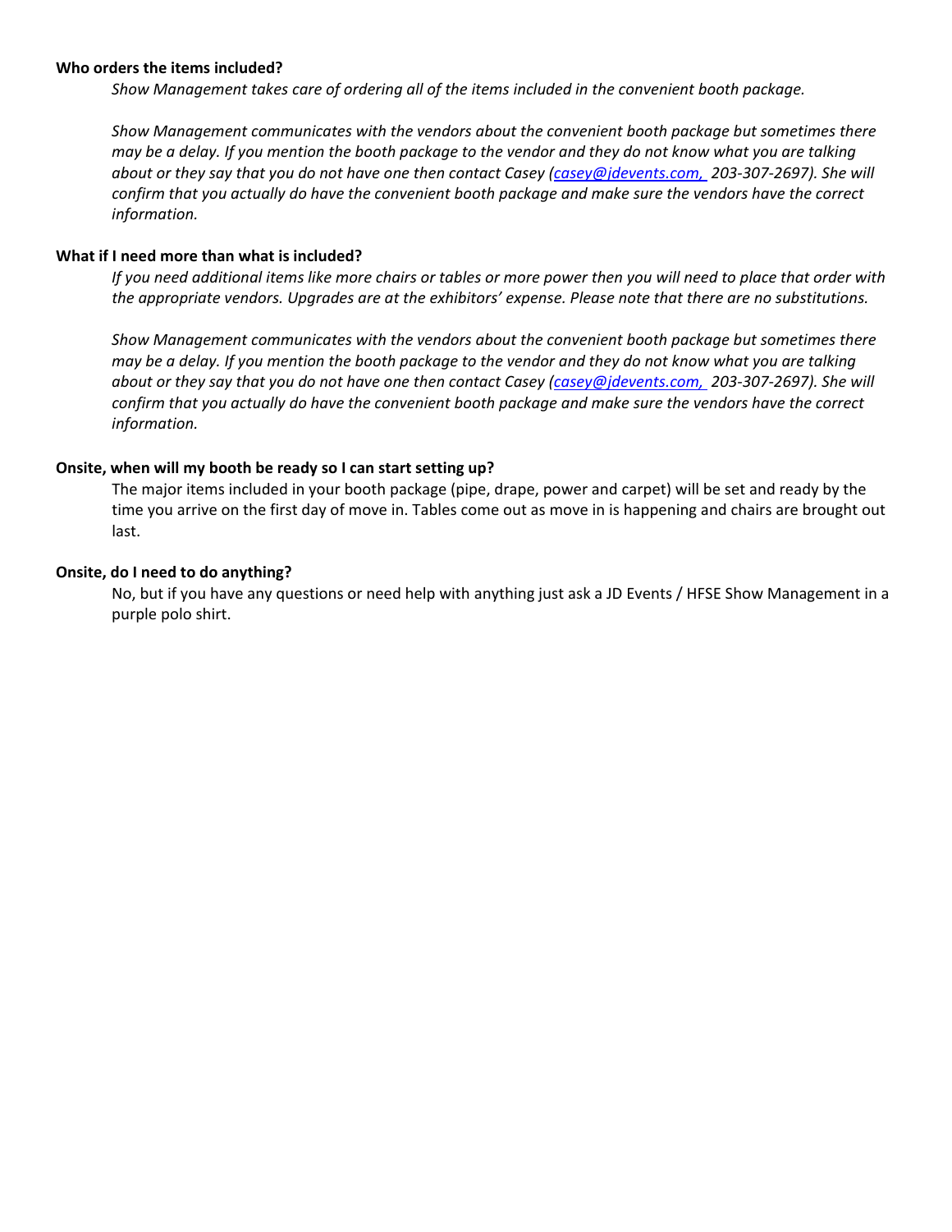**Who orders the items included?**

*Show Management takes care of ordering all of the items included in the convenient booth package.*

*Show Management communicates with the vendors about the convenient booth package but sometimes there may be a delay. If you mention the booth package to the vendor and they do not know what you are talking about or they say that you do not have one then contact Casey ([casey@jdevents.com,](mailto:casey@jdevents.com) 203-307-2697). She will confirm that you actually do have the convenient booth package and make sure the vendors have the correct information.*

**What if I need more than what is included?**

*If you need additional items like more chairs or tables or more power then you will need to place that order with the appropriate vendors. Upgrades are at the exhibitors' expense. Please note that there are no substitutions.*

*Show Management communicates with the vendors about the convenient booth package but sometimes there may be a delay. If you mention the booth package to the vendor and they do not know what you are talking about or they say that you do not have one then contact Casey ([casey@jdevents.com,](mailto:casey@jdevents.com) 203-307-2697). She will confirm that you actually do have the convenient booth package and make sure the vendors have the correct information.*

**Onsite, when will my booth be ready so I can start setting up?**

The major items included in your booth package (pipe, drape, power and carpet) will be set and ready by the time you arrive on the first day of move in. Tables come out as move in is happening and chairs are brought out last.

**Onsite, do I need to do anything?**

No, but if you have any questions or need help with anything just ask a JD Events / HFSE Show Management in a purple polo shirt.